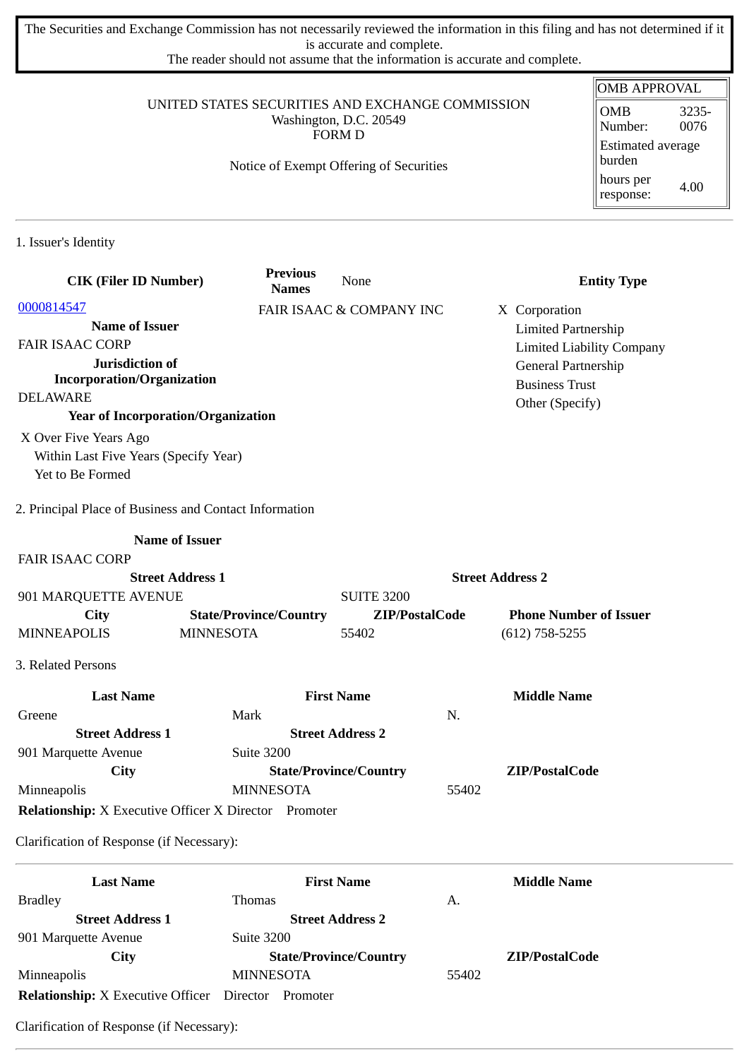The Securities and Exchange Commission has not necessarily reviewed the information in this filing and has not determined if it is accurate and complete.
The reader should not assume that the information is accurate and complete.

| OMB APPROVAL | |
|---|---|
| OMB Number: | 3235-0076 |
| Estimated average burden | |
| hours per response: | 4.00 |

UNITED STATES SECURITIES AND EXCHANGE COMMISSION
Washington, D.C. 20549
FORM D

Notice of Exempt Offering of Securities

## 1. Issuer's Identity

| CIK (Filer ID Number) | Previous Names | None | Entity Type |
|---|---|---|---|
| 0000814547 | FAIR ISAAC & COMPANY INC | | X Corporation |
| **Name of Issuer** | | | Limited Partnership |
| FAIR ISAAC CORP | | | Limited Liability Company |
| **Jurisdiction of Incorporation/Organization** | | | General Partnership |
| DELAWARE | | | Business Trust |
| | | | Other (Specify) |

**Year of Incorporation/Organization**

X Over Five Years Ago
Within Last Five Years (Specify Year)
Yet to Be Formed

## 2. Principal Place of Business and Contact Information

| Name of Issuer | | | |
|---|---|---|---|
| FAIR ISAAC CORP | | | |
| **Street Address 1** | | **Street Address 2** | |
| 901 MARQUETTE AVENUE | | SUITE 3200 | |
| **City** | **State/Province/Country** | **ZIP/PostalCode** | **Phone Number of Issuer** |
| MINNEAPOLIS | MINNESOTA | 55402 | (612) 758-5255 |

## 3. Related Persons

| Last Name | First Name | Middle Name |
|---|---|---|
| Greene | Mark | N. |
| **Street Address 1** | **Street Address 2** | |
| 901 Marquette Avenue | Suite 3200 | |
| **City** | **State/Province/Country** | **ZIP/PostalCode** |
| Minneapolis | MINNESOTA | 55402 |

**Relationship:** X Executive Officer X Director Promoter

Clarification of Response (if Necessary):

| Last Name | First Name | Middle Name |
|---|---|---|
| Bradley | Thomas | A. |
| **Street Address 1** | **Street Address 2** | |
| 901 Marquette Avenue | Suite 3200 | |
| **City** | **State/Province/Country** | **ZIP/PostalCode** |
| Minneapolis | MINNESOTA | 55402 |

**Relationship:** X Executive Officer Director Promoter

Clarification of Response (if Necessary):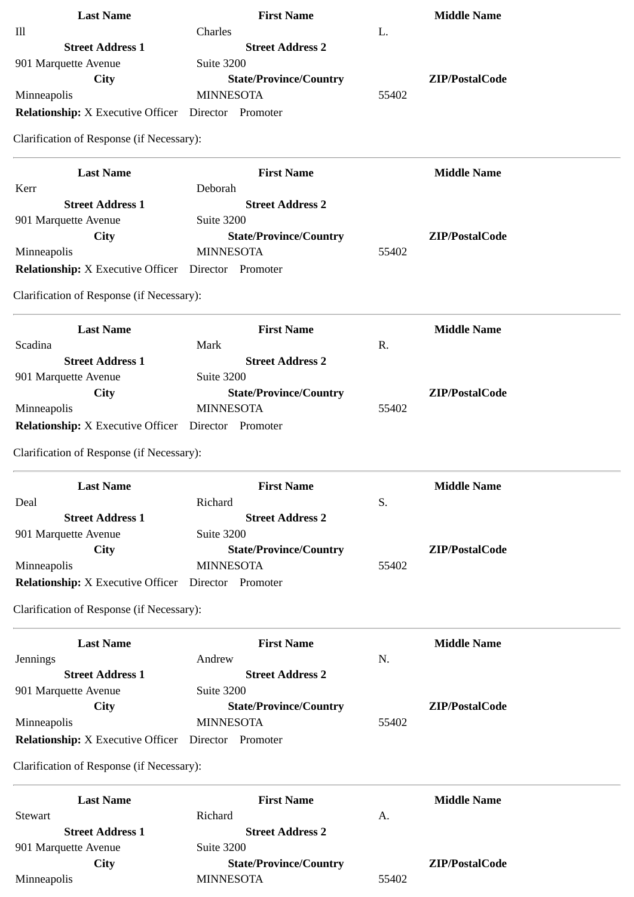| Last Name | First Name | Middle Name |
|---|---|---|
| Ill | Charles | L. |
| **Street Address 1** | **Street Address 2** | |
| 901 Marquette Avenue | Suite 3200 | |
| **City** | **State/Province/Country** | **ZIP/PostalCode** |
| Minneapolis | MINNESOTA | 55402 |

**Relationship:** X Executive Officer Director Promoter

Clarification of Response (if Necessary):

---

| Last Name | First Name | Middle Name |
|---|---|---|
| Kerr | Deborah | |
| **Street Address 1** | **Street Address 2** | |
| 901 Marquette Avenue | Suite 3200 | |
| **City** | **State/Province/Country** | **ZIP/PostalCode** |
| Minneapolis | MINNESOTA | 55402 |

**Relationship:** X Executive Officer Director Promoter

Clarification of Response (if Necessary):

---

| Last Name | First Name | Middle Name |
|---|---|---|
| Scadina | Mark | R. |
| **Street Address 1** | **Street Address 2** | |
| 901 Marquette Avenue | Suite 3200 | |
| **City** | **State/Province/Country** | **ZIP/PostalCode** |
| Minneapolis | MINNESOTA | 55402 |

**Relationship:** X Executive Officer Director Promoter

Clarification of Response (if Necessary):

---

| Last Name | First Name | Middle Name |
|---|---|---|
| Deal | Richard | S. |
| **Street Address 1** | **Street Address 2** | |
| 901 Marquette Avenue | Suite 3200 | |
| **City** | **State/Province/Country** | **ZIP/PostalCode** |
| Minneapolis | MINNESOTA | 55402 |

**Relationship:** X Executive Officer Director Promoter

Clarification of Response (if Necessary):

---

| Last Name | First Name | Middle Name |
|---|---|---|
| Jennings | Andrew | N. |
| **Street Address 1** | **Street Address 2** | |
| 901 Marquette Avenue | Suite 3200 | |
| **City** | **State/Province/Country** | **ZIP/PostalCode** |
| Minneapolis | MINNESOTA | 55402 |

**Relationship:** X Executive Officer Director Promoter

Clarification of Response (if Necessary):

---

| Last Name | First Name | Middle Name |
|---|---|---|
| Stewart | Richard | A. |
| **Street Address 1** | **Street Address 2** | |
| 901 Marquette Avenue | Suite 3200 | |
| **City** | **State/Province/Country** | **ZIP/PostalCode** |
| Minneapolis | MINNESOTA | 55402 |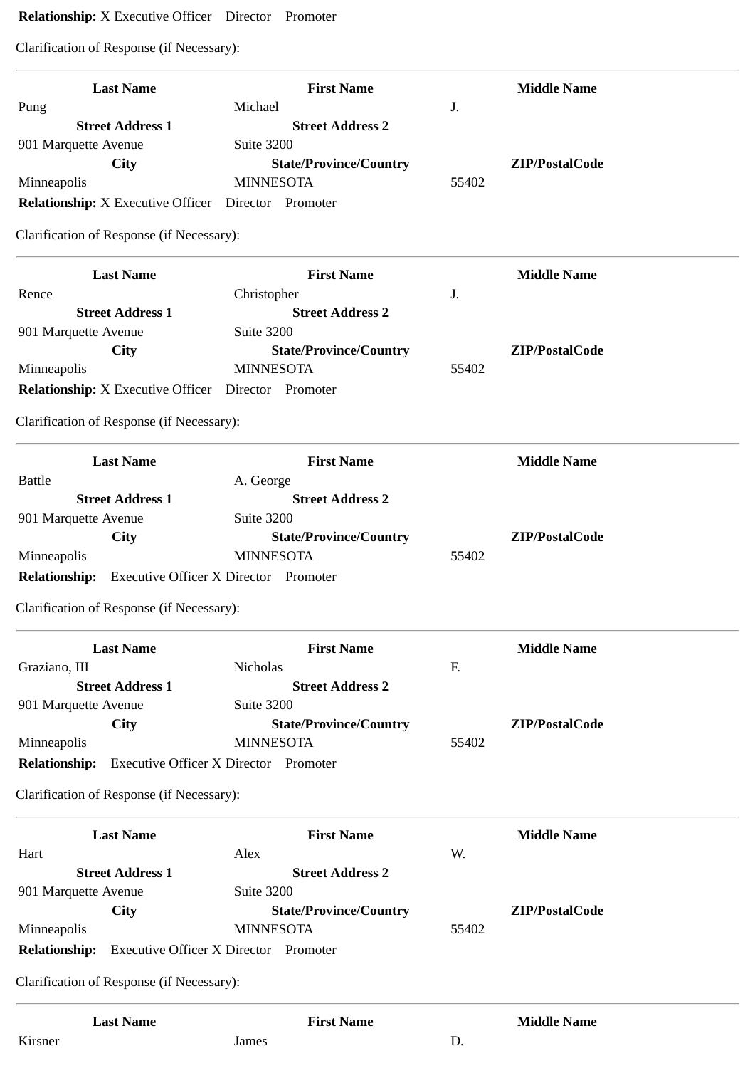**Relationship:** X Executive Officer  Director  Promoter

Clarification of Response (if Necessary):

---

| Last Name | First Name | Middle Name |
|---|---|---|
| Pung | Michael | J. |
| **Street Address 1** | **Street Address 2** | |
| 901 Marquette Avenue | Suite 3200 | |
| **City** | **State/Province/Country** | **ZIP/PostalCode** |
| Minneapolis | MINNESOTA | 55402 |

**Relationship:** X Executive Officer  Director  Promoter

Clarification of Response (if Necessary):

---

| Last Name | First Name | Middle Name |
|---|---|---|
| Rence | Christopher | J. |
| **Street Address 1** | **Street Address 2** | |
| 901 Marquette Avenue | Suite 3200 | |
| **City** | **State/Province/Country** | **ZIP/PostalCode** |
| Minneapolis | MINNESOTA | 55402 |

**Relationship:** X Executive Officer  Director  Promoter

Clarification of Response (if Necessary):

---

| Last Name | First Name | Middle Name |
|---|---|---|
| Battle | A. George | |
| **Street Address 1** | **Street Address 2** | |
| 901 Marquette Avenue | Suite 3200 | |
| **City** | **State/Province/Country** | **ZIP/PostalCode** |
| Minneapolis | MINNESOTA | 55402 |

**Relationship:**  Executive Officer X Director  Promoter

Clarification of Response (if Necessary):

---

| Last Name | First Name | Middle Name |
|---|---|---|
| Graziano, III | Nicholas | F. |
| **Street Address 1** | **Street Address 2** | |
| 901 Marquette Avenue | Suite 3200 | |
| **City** | **State/Province/Country** | **ZIP/PostalCode** |
| Minneapolis | MINNESOTA | 55402 |

**Relationship:**  Executive Officer X Director  Promoter

Clarification of Response (if Necessary):

---

| Last Name | First Name | Middle Name |
|---|---|---|
| Hart | Alex | W. |
| **Street Address 1** | **Street Address 2** | |
| 901 Marquette Avenue | Suite 3200 | |
| **City** | **State/Province/Country** | **ZIP/PostalCode** |
| Minneapolis | MINNESOTA | 55402 |

**Relationship:**  Executive Officer X Director  Promoter

Clarification of Response (if Necessary):

---

| Last Name | First Name | Middle Name |
|---|---|---|
| Kirsner | James | D. |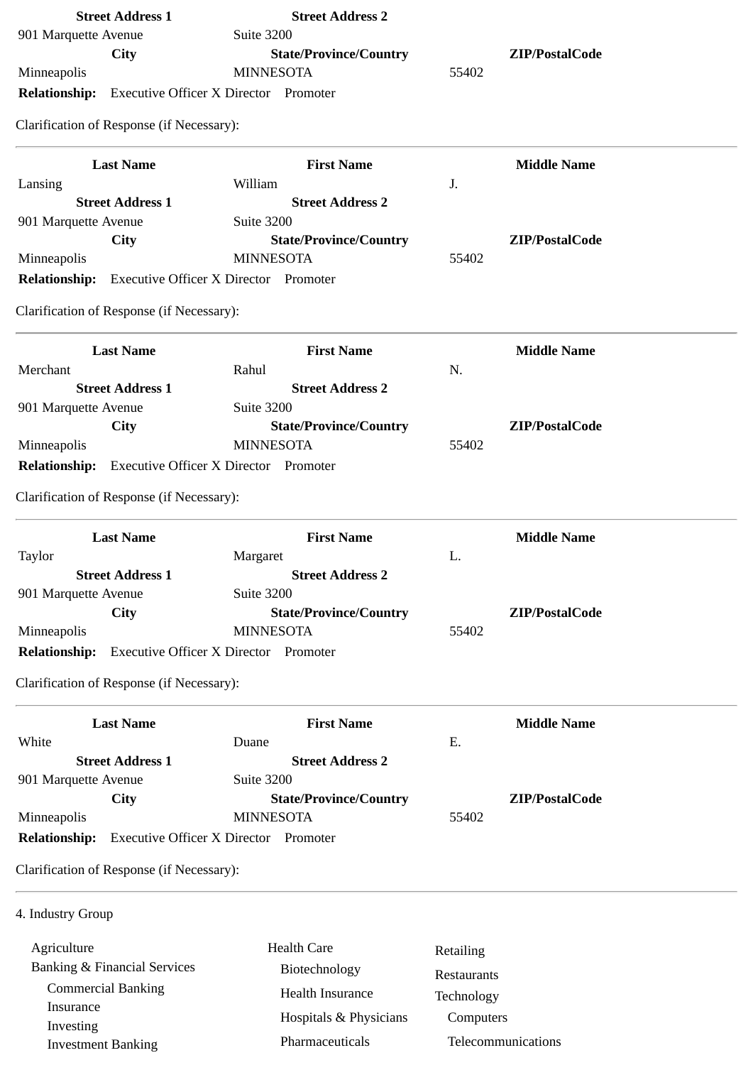| Street Address 1 | Street Address 2 | |
|---|---|---|
| 901 Marquette Avenue | Suite 3200 | |
| **City** | **State/Province/Country** | **ZIP/PostalCode** |
| Minneapolis | MINNESOTA | 55402 |

**Relationship:** Executive Officer X Director Promoter

Clarification of Response (if Necessary):

---

| Last Name | First Name | Middle Name |
|---|---|---|
| Lansing | William | J. |
| **Street Address 1** | **Street Address 2** | |
| 901 Marquette Avenue | Suite 3200 | |
| **City** | **State/Province/Country** | **ZIP/PostalCode** |
| Minneapolis | MINNESOTA | 55402 |

**Relationship:** Executive Officer X Director Promoter

Clarification of Response (if Necessary):

---

| Last Name | First Name | Middle Name |
|---|---|---|
| Merchant | Rahul | N. |
| **Street Address 1** | **Street Address 2** | |
| 901 Marquette Avenue | Suite 3200 | |
| **City** | **State/Province/Country** | **ZIP/PostalCode** |
| Minneapolis | MINNESOTA | 55402 |

**Relationship:** Executive Officer X Director Promoter

Clarification of Response (if Necessary):

---

| Last Name | First Name | Middle Name |
|---|---|---|
| Taylor | Margaret | L. |
| **Street Address 1** | **Street Address 2** | |
| 901 Marquette Avenue | Suite 3200 | |
| **City** | **State/Province/Country** | **ZIP/PostalCode** |
| Minneapolis | MINNESOTA | 55402 |

**Relationship:** Executive Officer X Director Promoter

Clarification of Response (if Necessary):

---

| Last Name | First Name | Middle Name |
|---|---|---|
| White | Duane | E. |
| **Street Address 1** | **Street Address 2** | |
| 901 Marquette Avenue | Suite 3200 | |
| **City** | **State/Province/Country** | **ZIP/PostalCode** |
| Minneapolis | MINNESOTA | 55402 |

**Relationship:** Executive Officer X Director Promoter

Clarification of Response (if Necessary):

---

4. Industry Group

- Agriculture
- Banking & Financial Services
  - Commercial Banking
  - Insurance
  - Investing
  - Investment Banking
- Health Care
  - Biotechnology
  - Health Insurance
  - Hospitals & Physicians
  - Pharmaceuticals
- Retailing
- Restaurants
- Technology
  - Computers
  - Telecommunications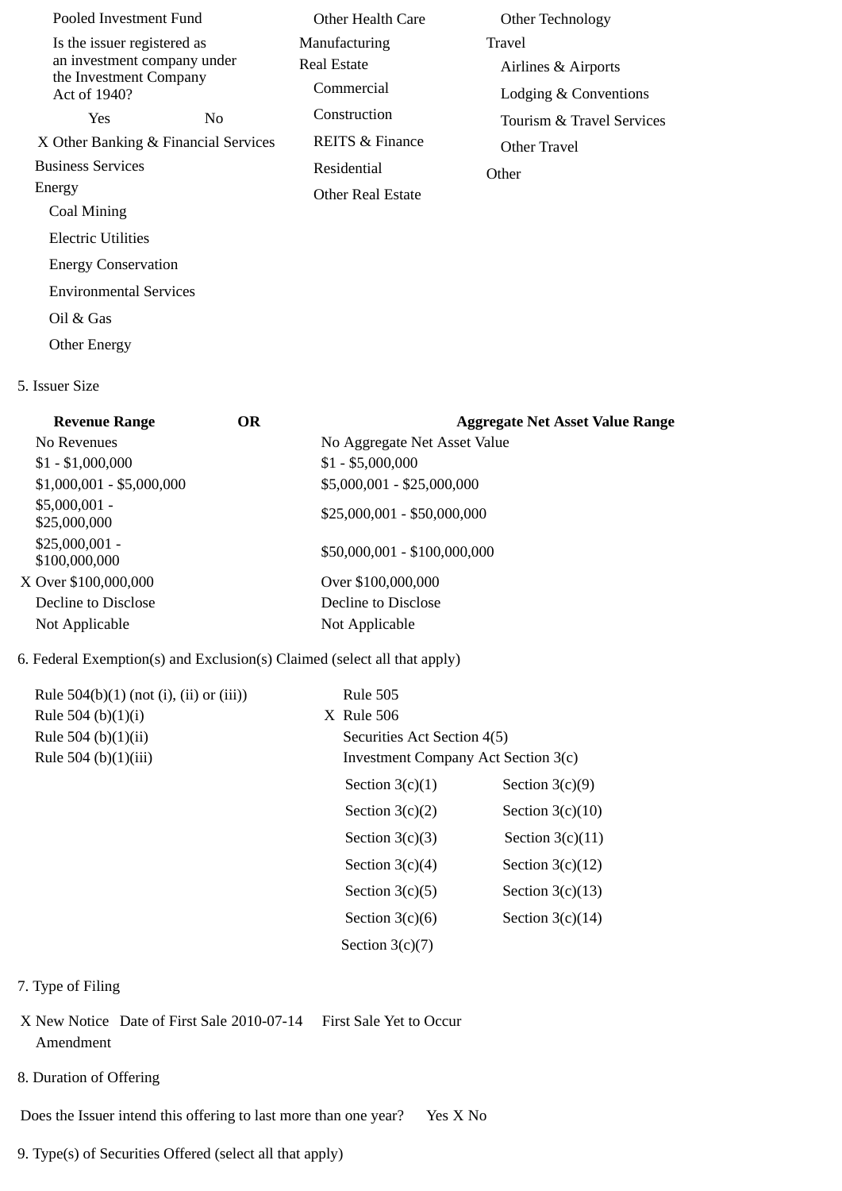Pooled Investment Fund

Is the issuer registered as an investment company under the Investment Company Act of 1940?

Yes No

X Other Banking & Financial Services

Business Services

Energy

- Coal Mining
- Electric Utilities
- Energy Conservation
- Environmental Services
- Oil & Gas
- Other Energy

Other Health Care

Manufacturing

Real Estate

- Commercial
- Construction
- REITS & Finance
- Residential
- Other Real Estate

Other Technology

Travel

- Airlines & Airports
- Lodging & Conventions
- Tourism & Travel Services
- Other Travel

Other

5. Issuer Size

| Revenue Range | OR | Aggregate Net Asset Value Range |
|---|---|---|
| No Revenues | | No Aggregate Net Asset Value |
| $1 - $1,000,000 | | $1 - $5,000,000 |
| $1,000,001 - $5,000,000 | | $5,000,001 - $25,000,000 |
| $5,000,001 - $25,000,000 | | $25,000,001 - $50,000,000 |
| $25,000,001 - $100,000,000 | | $50,000,001 - $100,000,000 |
| X Over $100,000,000 | | Over $100,000,000 |
| Decline to Disclose | | Decline to Disclose |
| Not Applicable | | Not Applicable |

6. Federal Exemption(s) and Exclusion(s) Claimed (select all that apply)

- Rule 504(b)(1) (not (i), (ii) or (iii))
- Rule 504 (b)(1)(i)
- Rule 504 (b)(1)(ii)
- Rule 504 (b)(1)(iii)
- Rule 505
- X Rule 506
- Securities Act Section 4(5)
- Investment Company Act Section 3(c)

| | |
|---|---|
| Section 3(c)(1) | Section 3(c)(9) |
| Section 3(c)(2) | Section 3(c)(10) |
| Section 3(c)(3) | Section 3(c)(11) |
| Section 3(c)(4) | Section 3(c)(12) |
| Section 3(c)(5) | Section 3(c)(13) |
| Section 3(c)(6) | Section 3(c)(14) |
| Section 3(c)(7) | |

7. Type of Filing

X New Notice Date of First Sale 2010-07-14 First Sale Yet to Occur

Amendment

8. Duration of Offering

Does the Issuer intend this offering to last more than one year? Yes X No

9. Type(s) of Securities Offered (select all that apply)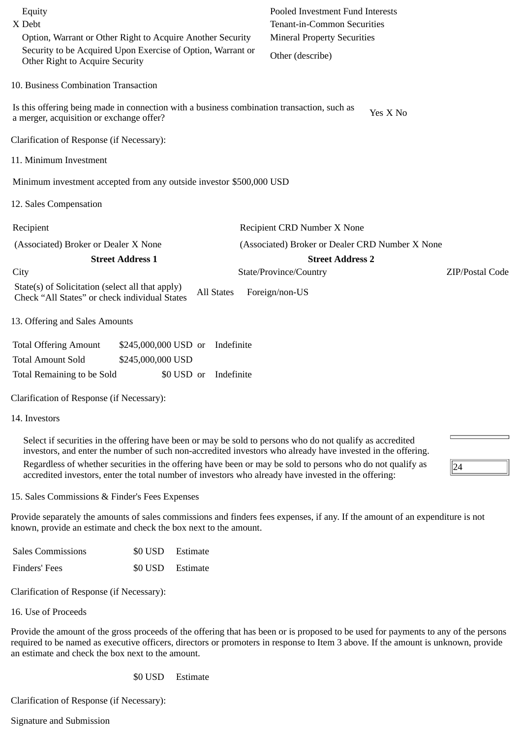| | |
|---|---|
| Equity | Pooled Investment Fund Interests |
| X Debt | Tenant-in-Common Securities |
| Option, Warrant or Other Right to Acquire Another Security | Mineral Property Securities |
| Security to be Acquired Upon Exercise of Option, Warrant or Other Right to Acquire Security | Other (describe) |

10. Business Combination Transaction

| | |
|---|---|
| Is this offering being made in connection with a business combination transaction, such as a merger, acquisition or exchange offer? | Yes X No |

Clarification of Response (if Necessary):

11. Minimum Investment

Minimum investment accepted from any outside investor $500,000 USD

12. Sales Compensation

| | | |
|---|---|---|
| Recipient | Recipient CRD Number X None | |
| (Associated) Broker or Dealer X None | (Associated) Broker or Dealer CRD Number X None | |
| **Street Address 1** | **Street Address 2** | |
| City | State/Province/Country | ZIP/Postal Code |
| State(s) of Solicitation (select all that apply) Check "All States" or check individual States | All States  Foreign/non-US | |

13. Offering and Sales Amounts

| | | | |
|---|---|---|---|
| Total Offering Amount | $245,000,000 USD | or | Indefinite |
| Total Amount Sold | $245,000,000 USD | | |
| Total Remaining to be Sold | $0 USD | or | Indefinite |

Clarification of Response (if Necessary):

14. Investors

| | |
|---|---|
| Select if securities in the offering have been or may be sold to persons who do not qualify as accredited investors, and enter the number of such non-accredited investors who already have invested in the offering. | |
| Regardless of whether securities in the offering have been or may be sold to persons who do not qualify as accredited investors, enter the total number of investors who already have invested in the offering: | 24 |

15. Sales Commissions & Finder's Fees Expenses

Provide separately the amounts of sales commissions and finders fees expenses, if any. If the amount of an expenditure is not known, provide an estimate and check the box next to the amount.

| | | |
|---|---|---|
| Sales Commissions | $0 USD | Estimate |
| Finders' Fees | $0 USD | Estimate |

Clarification of Response (if Necessary):

16. Use of Proceeds

Provide the amount of the gross proceeds of the offering that has been or is proposed to be used for payments to any of the persons required to be named as executive officers, directors or promoters in response to Item 3 above. If the amount is unknown, provide an estimate and check the box next to the amount.

$0 USD  Estimate

Clarification of Response (if Necessary):

Signature and Submission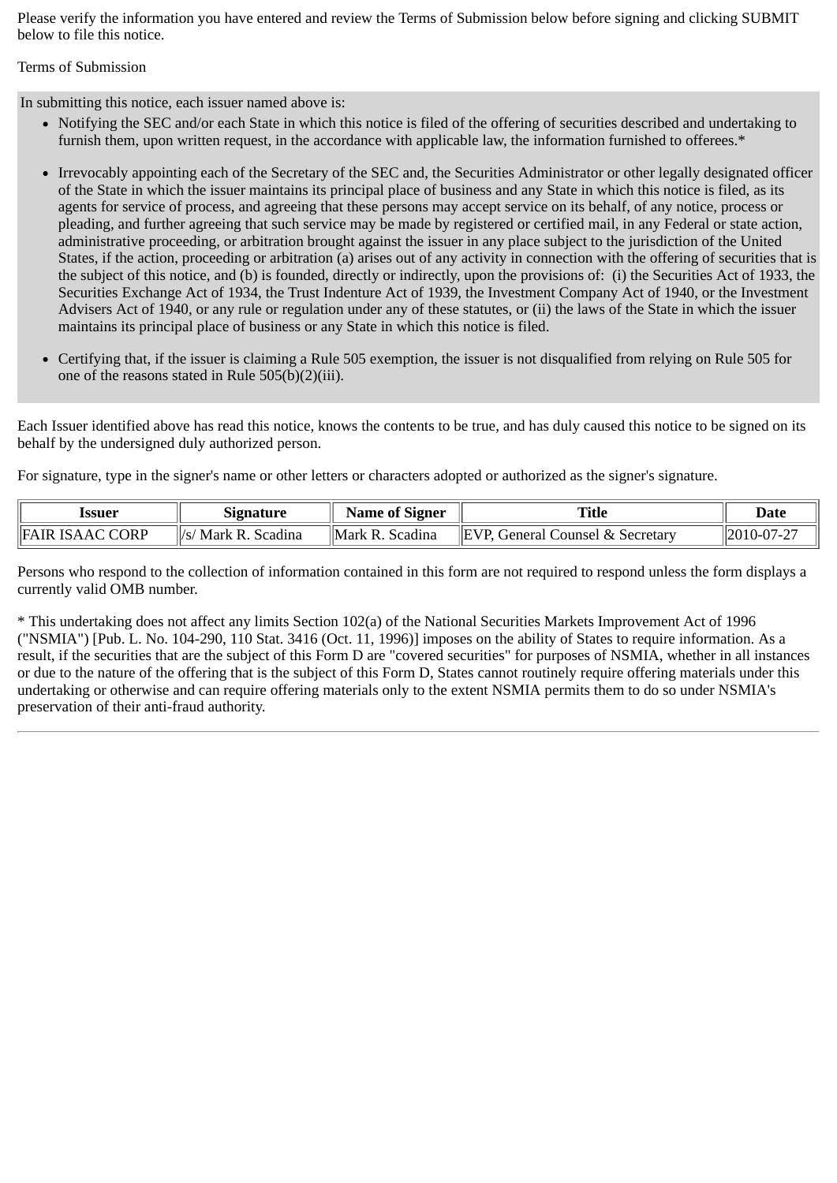Please verify the information you have entered and review the Terms of Submission below before signing and clicking SUBMIT below to file this notice.

Terms of Submission

In submitting this notice, each issuer named above is:

- Notifying the SEC and/or each State in which this notice is filed of the offering of securities described and undertaking to furnish them, upon written request, in the accordance with applicable law, the information furnished to offerees.*
- Irrevocably appointing each of the Secretary of the SEC and, the Securities Administrator or other legally designated officer of the State in which the issuer maintains its principal place of business and any State in which this notice is filed, as its agents for service of process, and agreeing that these persons may accept service on its behalf, of any notice, process or pleading, and further agreeing that such service may be made by registered or certified mail, in any Federal or state action, administrative proceeding, or arbitration brought against the issuer in any place subject to the jurisdiction of the United States, if the action, proceeding or arbitration (a) arises out of any activity in connection with the offering of securities that is the subject of this notice, and (b) is founded, directly or indirectly, upon the provisions of: (i) the Securities Act of 1933, the Securities Exchange Act of 1934, the Trust Indenture Act of 1939, the Investment Company Act of 1940, or the Investment Advisers Act of 1940, or any rule or regulation under any of these statutes, or (ii) the laws of the State in which the issuer maintains its principal place of business or any State in which this notice is filed.
- Certifying that, if the issuer is claiming a Rule 505 exemption, the issuer is not disqualified from relying on Rule 505 for one of the reasons stated in Rule 505(b)(2)(iii).

Each Issuer identified above has read this notice, knows the contents to be true, and has duly caused this notice to be signed on its behalf by the undersigned duly authorized person.

For signature, type in the signer's name or other letters or characters adopted or authorized as the signer's signature.

| Issuer | Signature | Name of Signer | Title | Date |
|---|---|---|---|---|
| FAIR ISAAC CORP | /s/ Mark R. Scadina | Mark R. Scadina | EVP, General Counsel & Secretary | 2010-07-27 |

Persons who respond to the collection of information contained in this form are not required to respond unless the form displays a currently valid OMB number.

* This undertaking does not affect any limits Section 102(a) of the National Securities Markets Improvement Act of 1996 ("NSMIA") [Pub. L. No. 104-290, 110 Stat. 3416 (Oct. 11, 1996)] imposes on the ability of States to require information. As a result, if the securities that are the subject of this Form D are "covered securities" for purposes of NSMIA, whether in all instances or due to the nature of the offering that is the subject of this Form D, States cannot routinely require offering materials under this undertaking or otherwise and can require offering materials only to the extent NSMIA permits them to do so under NSMIA's preservation of their anti-fraud authority.